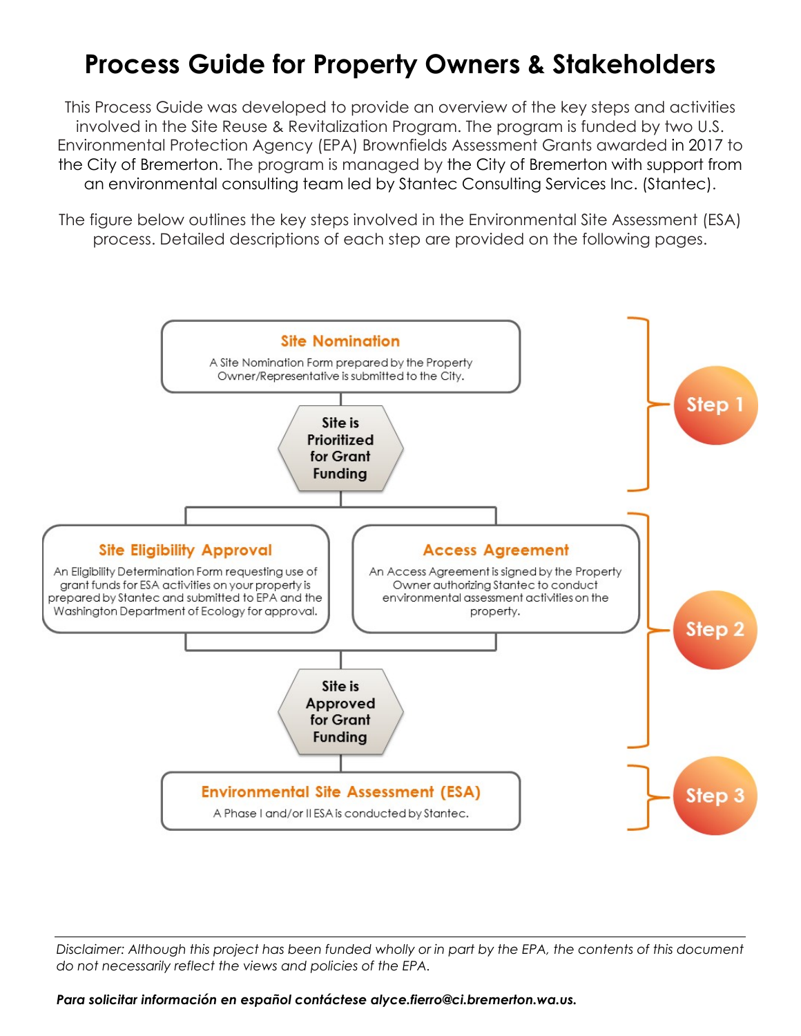# Process Guide for Property Owners & Stakeholders

This Process Guide was developed to provide an overview of the key steps and activities involved in the Site Reuse & Revitalization Program. The program is funded by two U.S. Environmental Protection Agency (EPA) Brownfields Assessment Grants awarded in 2017 to the City of Bremerton. The program is managed by the City of Bremerton with support from an environmental consulting team led by Stantec Consulting Services Inc. (Stantec).

The figure below outlines the key steps involved in the Environmental Site Assessment (ESA) process. Detailed descriptions of each step are provided on the following pages.

**Step 1**

**Site Nomination**

A Site Nomination Form prepared by the Property Owner/Representative is submitted to the City.

**Site is Prioritized for Grant Funding**

**Step 2**

**Site Eligibility Approval**

An Eligibility Determination Form requesting use of grant funds for ESA activities on your property is prepared by Stantec and submitted to EPA and the Washington Department of Ecology for approval.

**Access Agreement**

An Access Agreement is signed by the Property Owner authorizing Stantec to conduct environmental assessment activities on the property.

**Site is Approved for Grant Funding**

**Step 3**

**Environmental Site Assessment (ESA)**

A Phase I and/or II ESA is conducted by Stantec.

---

*Disclaimer: Although this project has been funded wholly or in part by the EPA, the contents of this document do not necessarily reflect the views and policies of the EPA.*

***Para solicitar información en español contáctese alyce.fierro@ci.bremerton.wa.us.***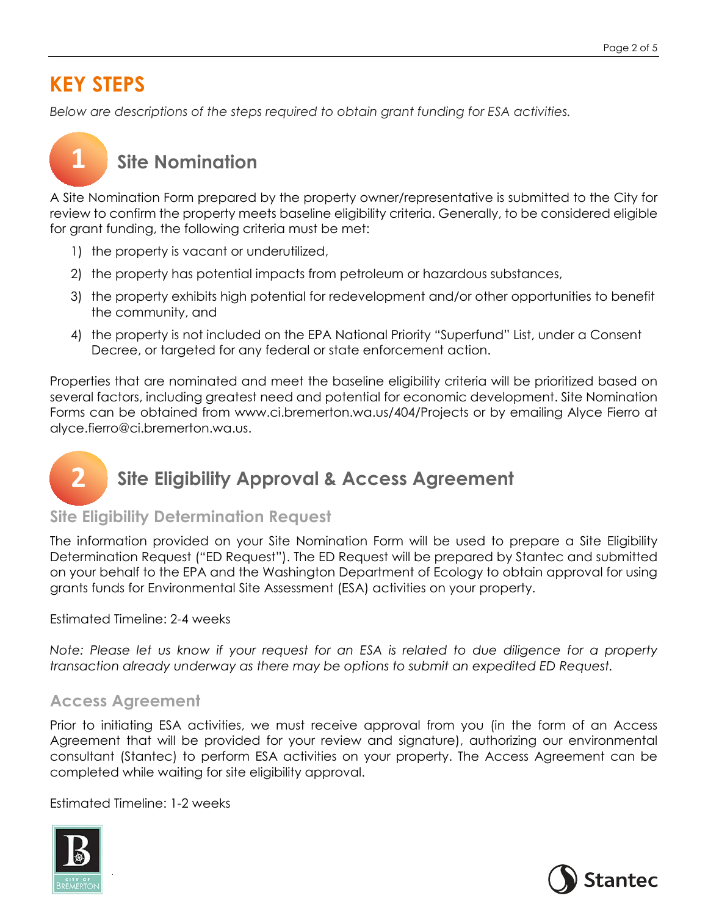# KEY STEPS

*Below are descriptions of the steps required to obtain grant funding for ESA activities.*

## 1 Site Nomination

A Site Nomination Form prepared by the property owner/representative is submitted to the City for review to confirm the property meets baseline eligibility criteria. Generally, to be considered eligible for grant funding, the following criteria must be met:

1) the property is vacant or underutilized,
2) the property has potential impacts from petroleum or hazardous substances,
3) the property exhibits high potential for redevelopment and/or other opportunities to benefit the community, and
4) the property is not included on the EPA National Priority "Superfund" List, under a Consent Decree, or targeted for any federal or state enforcement action.

Properties that are nominated and meet the baseline eligibility criteria will be prioritized based on several factors, including greatest need and potential for economic development. Site Nomination Forms can be obtained from www.ci.bremerton.wa.us/404/Projects or by emailing Alyce Fierro at alyce.fierro@ci.bremerton.wa.us.

## 2 Site Eligibility Approval & Access Agreement

### Site Eligibility Determination Request

The information provided on your Site Nomination Form will be used to prepare a Site Eligibility Determination Request ("ED Request"). The ED Request will be prepared by Stantec and submitted on your behalf to the EPA and the Washington Department of Ecology to obtain approval for using grants funds for Environmental Site Assessment (ESA) activities on your property.

Estimated Timeline: 2-4 weeks

*Note: Please let us know if your request for an ESA is related to due diligence for a property transaction already underway as there may be options to submit an expedited ED Request.*

### Access Agreement

Prior to initiating ESA activities, we must receive approval from you (in the form of an Access Agreement that will be provided for your review and signature), authorizing our environmental consultant (Stantec) to perform ESA activities on your property. The Access Agreement can be completed while waiting for site eligibility approval.

Estimated Timeline: 1-2 weeks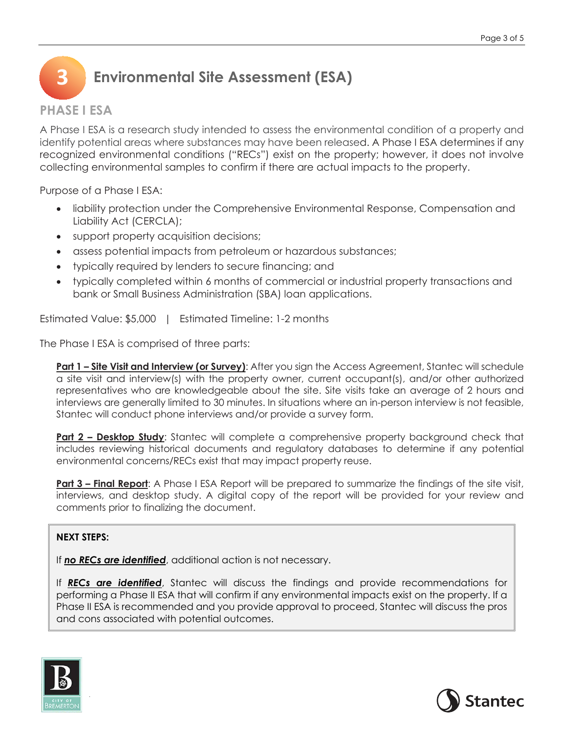# 3 Environmental Site Assessment (ESA)

## PHASE I ESA

A Phase I ESA is a research study intended to assess the environmental condition of a property and identify potential areas where substances may have been released. A Phase I ESA determines if any recognized environmental conditions ("RECs") exist on the property; however, it does not involve collecting environmental samples to confirm if there are actual impacts to the property.

Purpose of a Phase I ESA:

- liability protection under the Comprehensive Environmental Response, Compensation and Liability Act (CERCLA);
- support property acquisition decisions;
- assess potential impacts from petroleum or hazardous substances;
- typically required by lenders to secure financing; and
- typically completed within 6 months of commercial or industrial property transactions and bank or Small Business Administration (SBA) loan applications.

Estimated Value: $5,000 | Estimated Timeline: 1-2 months

The Phase I ESA is comprised of three parts:

**Part 1 – Site Visit and Interview (or Survey)**: After you sign the Access Agreement, Stantec will schedule a site visit and interview(s) with the property owner, current occupant(s), and/or other authorized representatives who are knowledgeable about the site. Site visits take an average of 2 hours and interviews are generally limited to 30 minutes. In situations where an in-person interview is not feasible, Stantec will conduct phone interviews and/or provide a survey form.

**Part 2 – Desktop Study**: Stantec will complete a comprehensive property background check that includes reviewing historical documents and regulatory databases to determine if any potential environmental concerns/RECs exist that may impact property reuse.

**Part 3 – Final Report**: A Phase I ESA Report will be prepared to summarize the findings of the site visit, interviews, and desktop study. A digital copy of the report will be provided for your review and comments prior to finalizing the document.

**NEXT STEPS:**

If ***no RECs are identified***, additional action is not necessary.

If ***RECs are identified***, Stantec will discuss the findings and provide recommendations for performing a Phase II ESA that will confirm if any environmental impacts exist on the property. If a Phase II ESA is recommended and you provide approval to proceed, Stantec will discuss the pros and cons associated with potential outcomes.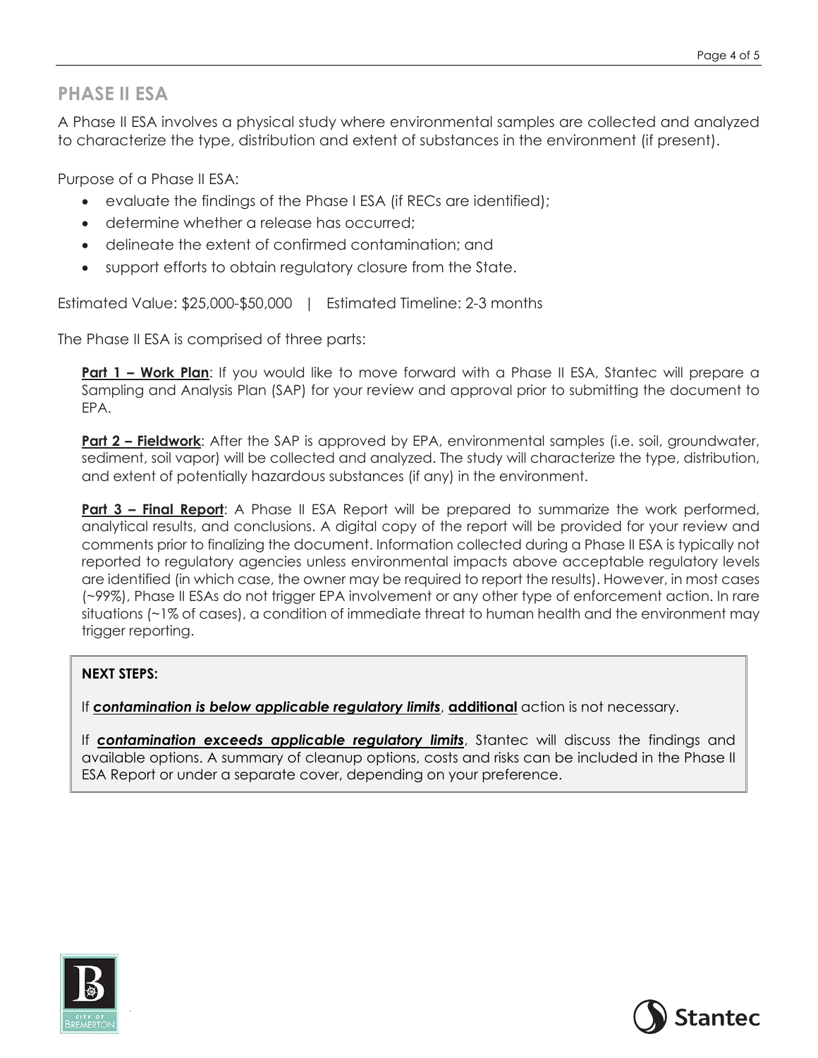## PHASE II ESA

A Phase II ESA involves a physical study where environmental samples are collected and analyzed to characterize the type, distribution and extent of substances in the environment (if present).

Purpose of a Phase II ESA:

- evaluate the findings of the Phase I ESA (if RECs are identified);
- determine whether a release has occurred;
- delineate the extent of confirmed contamination; and
- support efforts to obtain regulatory closure from the State.

Estimated Value: $25,000-$50,000 | Estimated Timeline: 2-3 months

The Phase II ESA is comprised of three parts:

**Part 1 – Work Plan**: If you would like to move forward with a Phase II ESA, Stantec will prepare a Sampling and Analysis Plan (SAP) for your review and approval prior to submitting the document to EPA.

**Part 2 – Fieldwork**: After the SAP is approved by EPA, environmental samples (i.e. soil, groundwater, sediment, soil vapor) will be collected and analyzed. The study will characterize the type, distribution, and extent of potentially hazardous substances (if any) in the environment.

**Part 3 – Final Report**: A Phase II ESA Report will be prepared to summarize the work performed, analytical results, and conclusions. A digital copy of the report will be provided for your review and comments prior to finalizing the document. Information collected during a Phase II ESA is typically not reported to regulatory agencies unless environmental impacts above acceptable regulatory levels are identified (in which case, the owner may be required to report the results). However, in most cases (~99%), Phase II ESAs do not trigger EPA involvement or any other type of enforcement action. In rare situations (~1% of cases), a condition of immediate threat to human health and the environment may trigger reporting.

**NEXT STEPS:**

If ***contamination is below applicable regulatory limits***, **additional** action is not necessary.

If ***contamination exceeds applicable regulatory limits***, Stantec will discuss the findings and available options. A summary of cleanup options, costs and risks can be included in the Phase II ESA Report or under a separate cover, depending on your preference.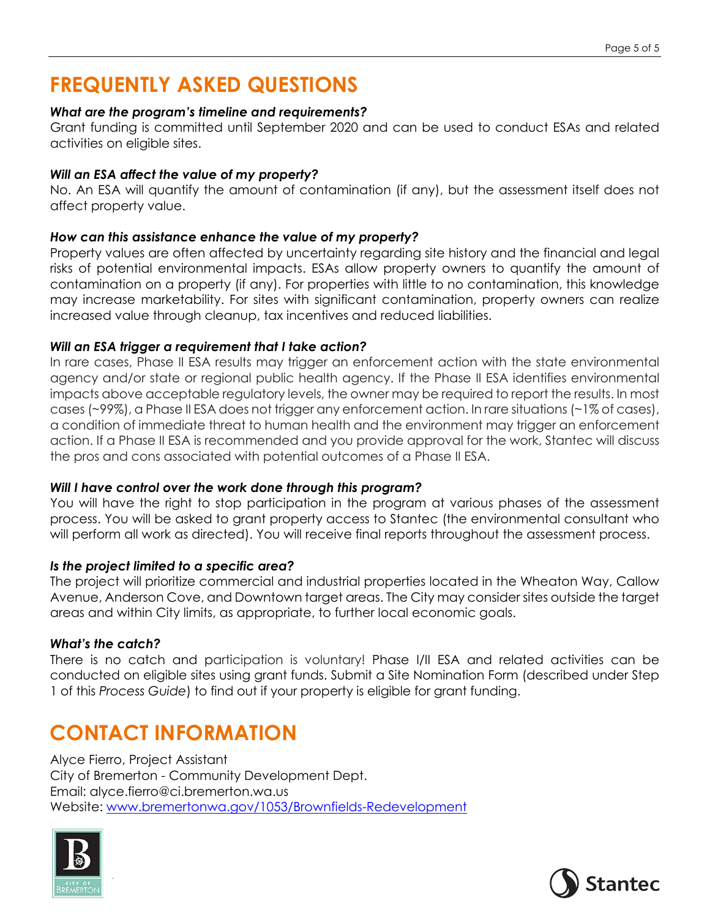# FREQUENTLY ASKED QUESTIONS

***What are the program's timeline and requirements?***

Grant funding is committed until September 2020 and can be used to conduct ESAs and related activities on eligible sites.

***Will an ESA affect the value of my property?***

No. An ESA will quantify the amount of contamination (if any), but the assessment itself does not affect property value.

***How can this assistance enhance the value of my property?***

Property values are often affected by uncertainty regarding site history and the financial and legal risks of potential environmental impacts. ESAs allow property owners to quantify the amount of contamination on a property (if any). For properties with little to no contamination, this knowledge may increase marketability. For sites with significant contamination, property owners can realize increased value through cleanup, tax incentives and reduced liabilities.

***Will an ESA trigger a requirement that I take action?***

In rare cases, Phase II ESA results may trigger an enforcement action with the state environmental agency and/or state or regional public health agency. If the Phase II ESA identifies environmental impacts above acceptable regulatory levels, the owner may be required to report the results. In most cases (~99%), a Phase II ESA does not trigger any enforcement action. In rare situations (~1% of cases), a condition of immediate threat to human health and the environment may trigger an enforcement action. If a Phase II ESA is recommended and you provide approval for the work, Stantec will discuss the pros and cons associated with potential outcomes of a Phase II ESA.

***Will I have control over the work done through this program?***

You will have the right to stop participation in the program at various phases of the assessment process. You will be asked to grant property access to Stantec (the environmental consultant who will perform all work as directed). You will receive final reports throughout the assessment process.

***Is the project limited to a specific area?***

The project will prioritize commercial and industrial properties located in the Wheaton Way, Callow Avenue, Anderson Cove, and Downtown target areas. The City may consider sites outside the target areas and within City limits, as appropriate, to further local economic goals.

***What's the catch?***

There is no catch and participation is voluntary! Phase I/II ESA and related activities can be conducted on eligible sites using grant funds. Submit a Site Nomination Form (described under Step 1 of this *Process Guide*) to find out if your property is eligible for grant funding.

# CONTACT INFORMATION

Alyce Fierro, Project Assistant
City of Bremerton - Community Development Dept.
Email: alyce.fierro@ci.bremerton.wa.us
Website: [www.bremertonwa.gov/1053/Brownfields-Redevelopment](www.bremertonwa.gov/1053/Brownfields-Redevelopment)

CITY OF BREMERTON

Stantec